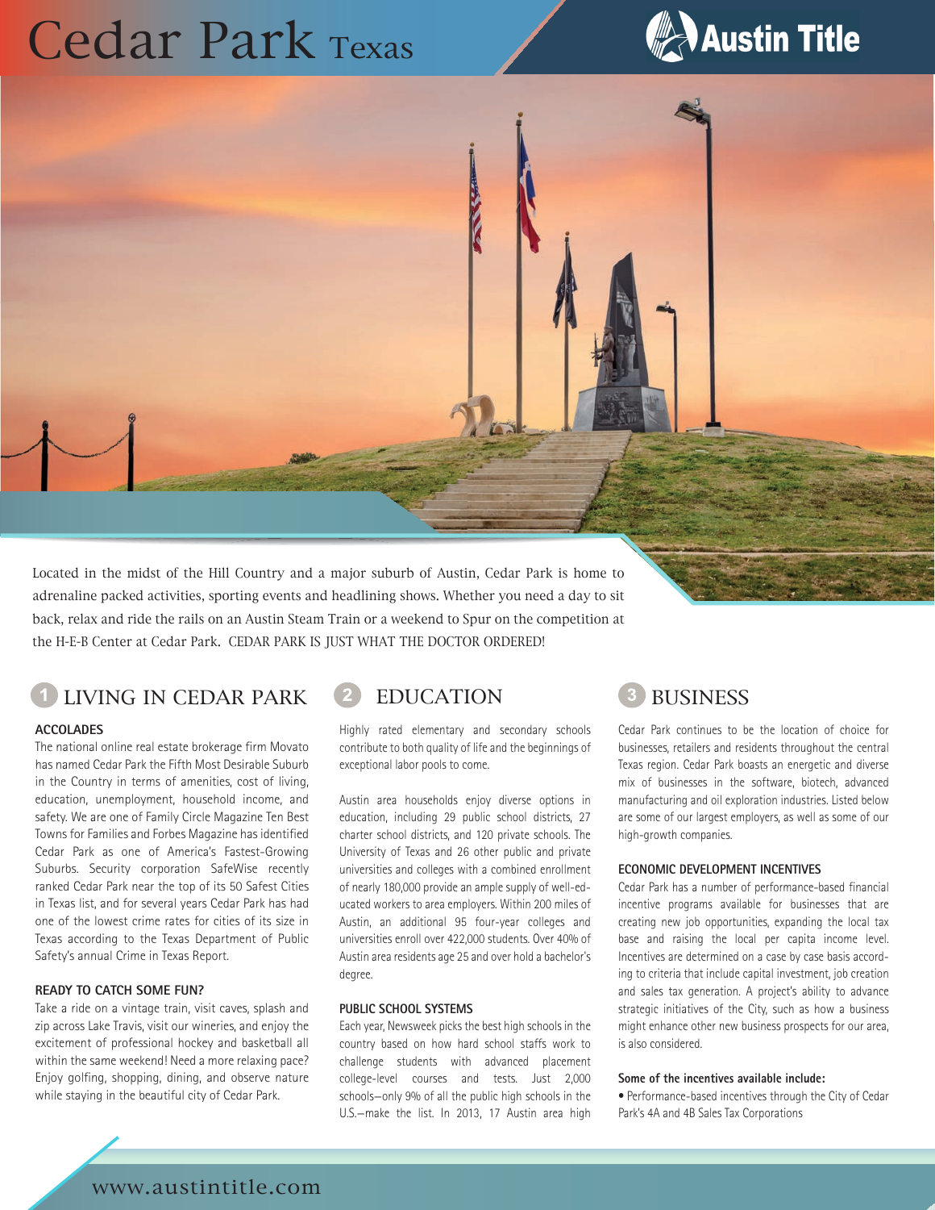# Cedar Park Texas

Austin Title

Located in the midst of the Hill Country and a major suburb of Austin, Cedar Park is home to adrenaline packed activities, sporting events and headlining shows. Whether you need a day to sit back, relax and ride the rails on an Austin Steam Train or a weekend to Spur on the competition at the H-E-B Center at Cedar Park. CEDAR PARK IS JUST WHAT THE DOCTOR ORDERED!

## 1 LIVING IN CEDAR PARK

### ACCOLADES

The national online real estate brokerage firm Movato has named Cedar Park the Fifth Most Desirable Suburb in the Country in terms of amenities, cost of living, education, unemployment, household income, and safety. We are one of Family Circle Magazine Ten Best Towns for Families and Forbes Magazine has identified Cedar Park as one of America's Fastest-Growing Suburbs. Security corporation SafeWise recently ranked Cedar Park near the top of its 50 Safest Cities in Texas list, and for several years Cedar Park has had one of the lowest crime rates for cities of its size in Texas according to the Texas Department of Public Safety's annual Crime in Texas Report.

### READY TO CATCH SOME FUN?

Take a ride on a vintage train, visit caves, splash and zip across Lake Travis, visit our wineries, and enjoy the excitement of professional hockey and basketball all within the same weekend! Need a more relaxing pace? Enjoy golfing, shopping, dining, and observe nature while staying in the beautiful city of Cedar Park.

## 2 EDUCATION

Highly rated elementary and secondary schools contribute to both quality of life and the beginnings of exceptional labor pools to come.

Austin area households enjoy diverse options in education, including 29 public school districts, 27 charter school districts, and 120 private schools. The University of Texas and 26 other public and private universities and colleges with a combined enrollment of nearly 180,000 provide an ample supply of well-educated workers to area employers. Within 200 miles of Austin, an additional 95 four-year colleges and universities enroll over 422,000 students. Over 40% of Austin area residents age 25 and over hold a bachelor's degree.

### PUBLIC SCHOOL SYSTEMS

Each year, Newsweek picks the best high schools in the country based on how hard school staffs work to challenge students with advanced placement college-level courses and tests. Just 2,000 schools—only 9% of all the public high schools in the U.S.—make the list. In 2013, 17 Austin area high

## 3 BUSINESS

Cedar Park continues to be the location of choice for businesses, retailers and residents throughout the central Texas region. Cedar Park boasts an energetic and diverse mix of businesses in the software, biotech, advanced manufacturing and oil exploration industries. Listed below are some of our largest employers, as well as some of our high-growth companies.

### ECONOMIC DEVELOPMENT INCENTIVES

Cedar Park has a number of performance-based financial incentive programs available for businesses that are creating new job opportunities, expanding the local tax base and raising the local per capita income level. Incentives are determined on a case by case basis according to criteria that include capital investment, job creation and sales tax generation. A project's ability to advance strategic initiatives of the City, such as how a business might enhance other new business prospects for our area, is also considered.

**Some of the incentives available include:**

- Performance-based incentives through the City of Cedar Park's 4A and 4B Sales Tax Corporations

www.austintitle.com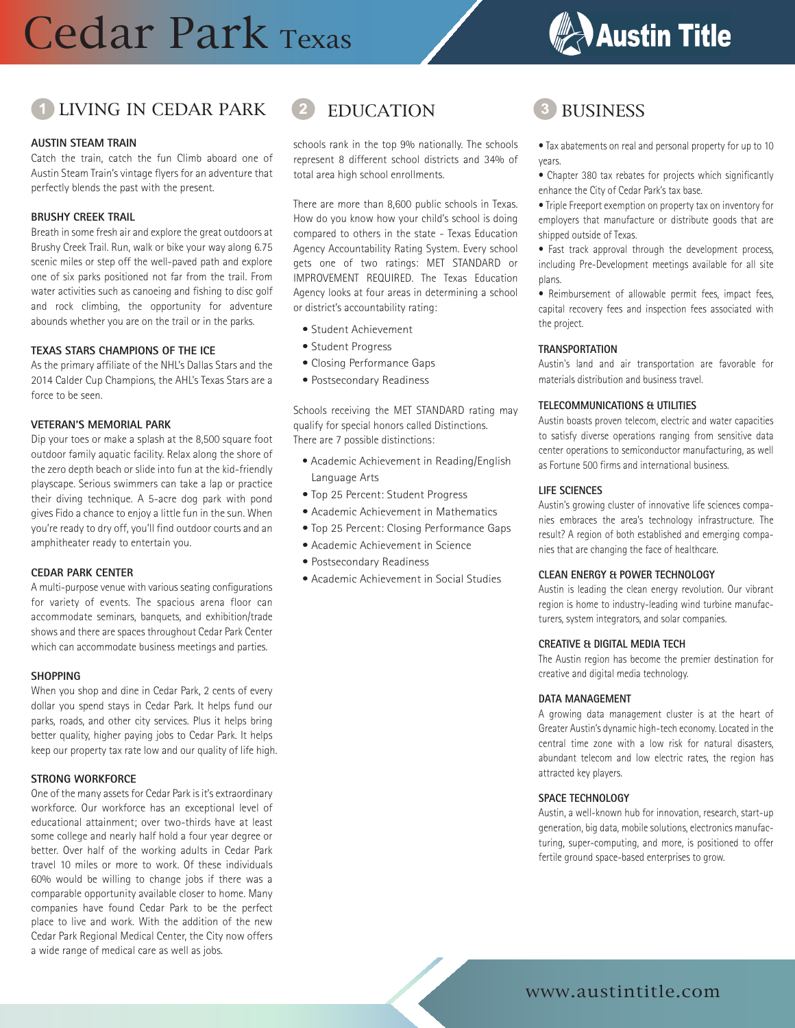# Cedar Park Texas

## 1 LIVING IN CEDAR PARK

### AUSTIN STEAM TRAIN

Catch the train, catch the fun Climb aboard one of Austin Steam Train's vintage flyers for an adventure that perfectly blends the past with the present.

### BRUSHY CREEK TRAIL

Breath in some fresh air and explore the great outdoors at Brushy Creek Trail. Run, walk or bike your way along 6.75 scenic miles or step off the well-paved path and explore one of six parks positioned not far from the trail. From water activities such as canoeing and fishing to disc golf and rock climbing, the opportunity for adventure abounds whether you are on the trail or in the parks.

### TEXAS STARS CHAMPIONS OF THE ICE

As the primary affiliate of the NHL's Dallas Stars and the 2014 Calder Cup Champions, the AHL's Texas Stars are a force to be seen.

### VETERAN'S MEMORIAL PARK

Dip your toes or make a splash at the 8,500 square foot outdoor family aquatic facility. Relax along the shore of the zero depth beach or slide into fun at the kid-friendly playscape. Serious swimmers can take a lap or practice their diving technique. A 5-acre dog park with pond gives Fido a chance to enjoy a little fun in the sun. When you're ready to dry off, you'll find outdoor courts and an amphitheater ready to entertain you.

### CEDAR PARK CENTER

A multi-purpose venue with various seating configurations for variety of events. The spacious arena floor can accommodate seminars, banquets, and exhibition/trade shows and there are spaces throughout Cedar Park Center which can accommodate business meetings and parties.

### SHOPPING

When you shop and dine in Cedar Park, 2 cents of every dollar you spend stays in Cedar Park. It helps fund our parks, roads, and other city services. Plus it helps bring better quality, higher paying jobs to Cedar Park. It helps keep our property tax rate low and our quality of life high.

### STRONG WORKFORCE

One of the many assets for Cedar Park is it's extraordinary workforce. Our workforce has an exceptional level of educational attainment; over two-thirds have at least some college and nearly half hold a four year degree or better. Over half of the working adults in Cedar Park travel 10 miles or more to work. Of these individuals 60% would be willing to change jobs if there was a comparable opportunity available closer to home. Many companies have found Cedar Park to be the perfect place to live and work. With the addition of the new Cedar Park Regional Medical Center, the City now offers a wide range of medical care as well as jobs.

## 2 EDUCATION

schools rank in the top 9% nationally. The schools represent 8 different school districts and 34% of total area high school enrollments.

There are more than 8,600 public schools in Texas. How do you know how your child's school is doing compared to others in the state - Texas Education Agency Accountability Rating System. Every school gets one of two ratings: MET STANDARD or IMPROVEMENT REQUIRED. The Texas Education Agency looks at four areas in determining a school or district's accountability rating:

- Student Achievement
- Student Progress
- Closing Performance Gaps
- Postsecondary Readiness

Schools receiving the MET STANDARD rating may qualify for special honors called Distinctions. There are 7 possible distinctions:

- Academic Achievement in Reading/English Language Arts
- Top 25 Percent: Student Progress
- Academic Achievement in Mathematics
- Top 25 Percent: Closing Performance Gaps
- Academic Achievement in Science
- Postsecondary Readiness
- Academic Achievement in Social Studies

## 3 BUSINESS

- Tax abatements on real and personal property for up to 10 years.
- Chapter 380 tax rebates for projects which significantly enhance the City of Cedar Park's tax base.
- Triple Freeport exemption on property tax on inventory for employers that manufacture or distribute goods that are shipped outside of Texas.
- Fast track approval through the development process, including Pre-Development meetings available for all site plans.
- Reimbursement of allowable permit fees, impact fees, capital recovery fees and inspection fees associated with the project.

### TRANSPORTATION

Austin's land and air transportation are favorable for materials distribution and business travel.

### TELECOMMUNICATIONS & UTILITIES

Austin boasts proven telecom, electric and water capacities to satisfy diverse operations ranging from sensitive data center operations to semiconductor manufacturing, as well as Fortune 500 firms and international business.

### LIFE SCIENCES

Austin's growing cluster of innovative life sciences companies embraces the area's technology infrastructure. The result? A region of both established and emerging companies that are changing the face of healthcare.

### CLEAN ENERGY & POWER TECHNOLOGY

Austin is leading the clean energy revolution. Our vibrant region is home to industry-leading wind turbine manufacturers, system integrators, and solar companies.

### CREATIVE & DIGITAL MEDIA TECH

The Austin region has become the premier destination for creative and digital media technology.

### DATA MANAGEMENT

A growing data management cluster is at the heart of Greater Austin's dynamic high-tech economy. Located in the central time zone with a low risk for natural disasters, abundant telecom and low electric rates, the region has attracted key players.

### SPACE TECHNOLOGY

Austin, a well-known hub for innovation, research, start-up generation, big data, mobile solutions, electronics manufacturing, super-computing, and more, is positioned to offer fertile ground space-based enterprises to grow.